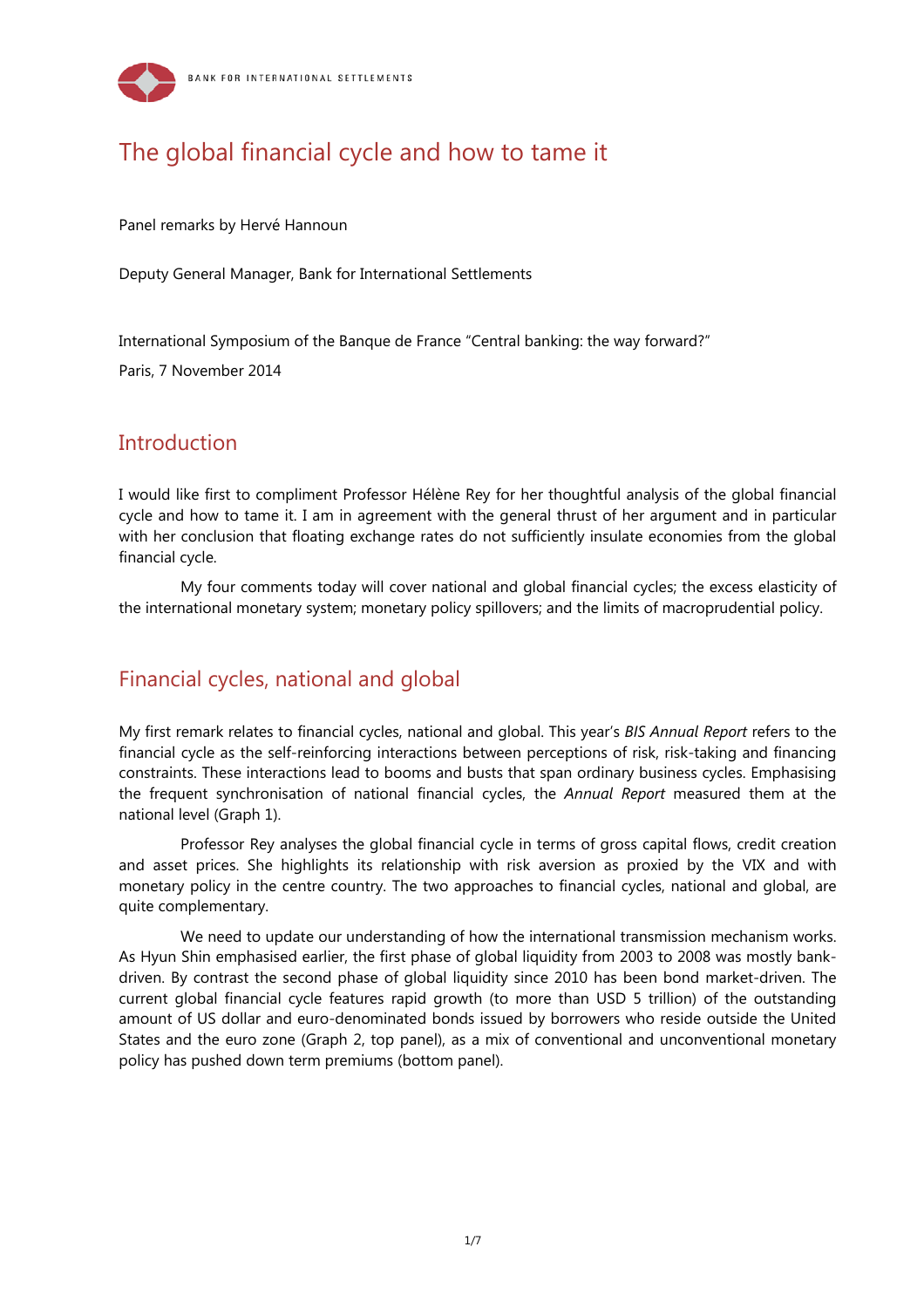# The global financial cycle and how to tame it

Panel remarks by Hervé Hannoun

Deputy General Manager, Bank for International Settlements

International Symposium of the Banque de France "Central banking: the way forward?"

Paris, 7 November 2014

## Introduction

I would like first to compliment Professor Hélène Rey for her thoughtful analysis of the global financial cycle and how to tame it. I am in agreement with the general thrust of her argument and in particular with her conclusion that floating exchange rates do not sufficiently insulate economies from the global financial cycle.

My four comments today will cover national and global financial cycles; the excess elasticity of the international monetary system; monetary policy spillovers; and the limits of macroprudential policy.

## Financial cycles, national and global

My first remark relates to financial cycles, national and global. This year's *BIS Annual Report* refers to the financial cycle as the self-reinforcing interactions between perceptions of risk, risk-taking and financing constraints. These interactions lead to booms and busts that span ordinary business cycles. Emphasising the frequent synchronisation of national financial cycles, the *Annual Report* measured them at the national level (Graph 1).

Professor Rey analyses the global financial cycle in terms of gross capital flows, credit creation and asset prices. She highlights its relationship with risk aversion as proxied by the VIX and with monetary policy in the centre country. The two approaches to financial cycles, national and global, are quite complementary.

We need to update our understanding of how the international transmission mechanism works. As Hyun Shin emphasised earlier, the first phase of global liquidity from 2003 to 2008 was mostly bank-driven. By contrast the second phase of global liquidity since 2010 has been bond market-driven. The current global financial cycle features rapid growth (to more than USD 5 trillion) of the outstanding amount of US dollar and euro-denominated bonds issued by borrowers who reside outside the United States and the euro zone (Graph 2, top panel), as a mix of conventional and unconventional monetary policy has pushed down term premiums (bottom panel).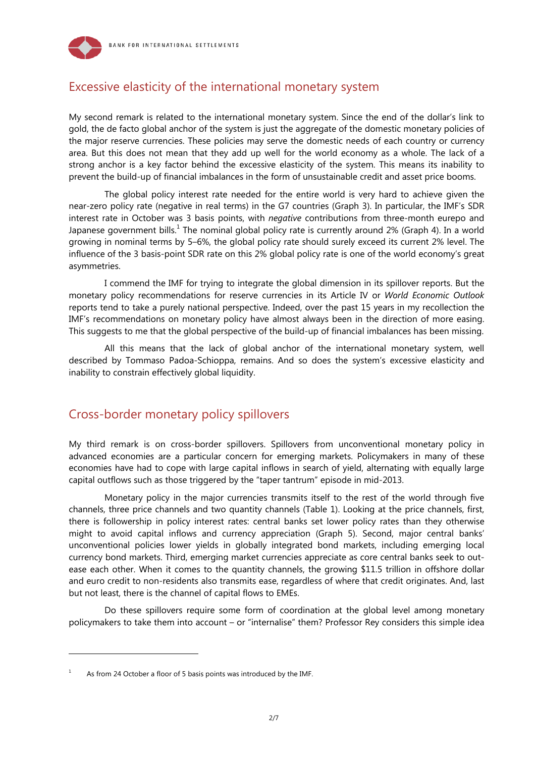## Excessive elasticity of the international monetary system

My second remark is related to the international monetary system. Since the end of the dollar's link to gold, the de facto global anchor of the system is just the aggregate of the domestic monetary policies of the major reserve currencies. These policies may serve the domestic needs of each country or currency area. But this does not mean that they add up well for the world economy as a whole. The lack of a strong anchor is a key factor behind the excessive elasticity of the system. This means its inability to prevent the build-up of financial imbalances in the form of unsustainable credit and asset price booms.

The global policy interest rate needed for the entire world is very hard to achieve given the near-zero policy rate (negative in real terms) in the G7 countries (Graph 3). In particular, the IMF's SDR interest rate in October was 3 basis points, with *negative* contributions from three-month eurepo and Japanese government bills.[1] The nominal global policy rate is currently around 2% (Graph 4). In a world growing in nominal terms by 5–6%, the global policy rate should surely exceed its current 2% level. The influence of the 3 basis-point SDR rate on this 2% global policy rate is one of the world economy's great asymmetries.

I commend the IMF for trying to integrate the global dimension in its spillover reports. But the monetary policy recommendations for reserve currencies in its Article IV or *World Economic Outlook* reports tend to take a purely national perspective. Indeed, over the past 15 years in my recollection the IMF's recommendations on monetary policy have almost always been in the direction of more easing. This suggests to me that the global perspective of the build-up of financial imbalances has been missing.

All this means that the lack of global anchor of the international monetary system, well described by Tommaso Padoa-Schioppa, remains. And so does the system's excessive elasticity and inability to constrain effectively global liquidity.

## Cross-border monetary policy spillovers

My third remark is on cross-border spillovers. Spillovers from unconventional monetary policy in advanced economies are a particular concern for emerging markets. Policymakers in many of these economies have had to cope with large capital inflows in search of yield, alternating with equally large capital outflows such as those triggered by the "taper tantrum" episode in mid-2013.

Monetary policy in the major currencies transmits itself to the rest of the world through five channels, three price channels and two quantity channels (Table 1). Looking at the price channels, first, there is followership in policy interest rates: central banks set lower policy rates than they otherwise might to avoid capital inflows and currency appreciation (Graph 5). Second, major central banks' unconventional policies lower yields in globally integrated bond markets, including emerging local currency bond markets. Third, emerging market currencies appreciate as core central banks seek to out-ease each other. When it comes to the quantity channels, the growing $11.5 trillion in offshore dollar and euro credit to non-residents also transmits ease, regardless of where that credit originates. And, last but not least, there is the channel of capital flows to EMEs.

Do these spillovers require some form of coordination at the global level among monetary policymakers to take them into account – or "internalise" them? Professor Rey considers this simple idea

---

[1] As from 24 October a floor of 5 basis points was introduced by the IMF.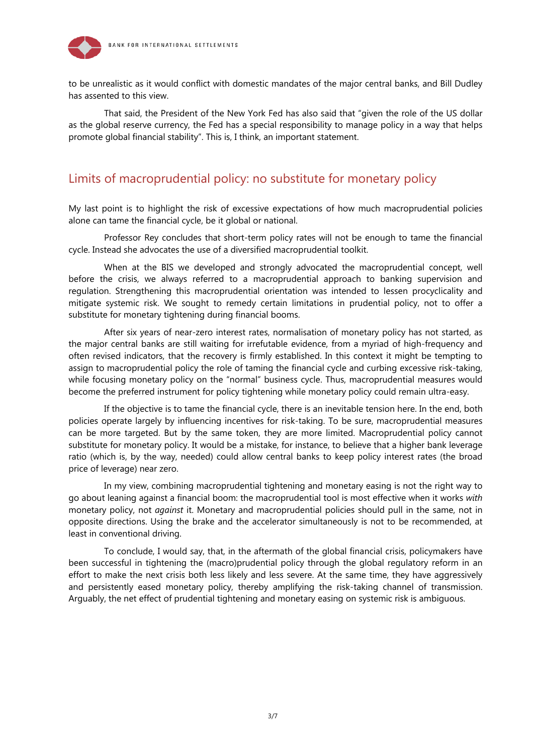to be unrealistic as it would conflict with domestic mandates of the major central banks, and Bill Dudley has assented to this view.

That said, the President of the New York Fed has also said that "given the role of the US dollar as the global reserve currency, the Fed has a special responsibility to manage policy in a way that helps promote global financial stability". This is, I think, an important statement.

## Limits of macroprudential policy: no substitute for monetary policy

My last point is to highlight the risk of excessive expectations of how much macroprudential policies alone can tame the financial cycle, be it global or national.

Professor Rey concludes that short-term policy rates will not be enough to tame the financial cycle. Instead she advocates the use of a diversified macroprudential toolkit.

When at the BIS we developed and strongly advocated the macroprudential concept, well before the crisis, we always referred to a macroprudential approach to banking supervision and regulation. Strengthening this macroprudential orientation was intended to lessen procyclicality and mitigate systemic risk. We sought to remedy certain limitations in prudential policy, not to offer a substitute for monetary tightening during financial booms.

After six years of near-zero interest rates, normalisation of monetary policy has not started, as the major central banks are still waiting for irrefutable evidence, from a myriad of high-frequency and often revised indicators, that the recovery is firmly established. In this context it might be tempting to assign to macroprudential policy the role of taming the financial cycle and curbing excessive risk-taking, while focusing monetary policy on the "normal" business cycle. Thus, macroprudential measures would become the preferred instrument for policy tightening while monetary policy could remain ultra-easy.

If the objective is to tame the financial cycle, there is an inevitable tension here. In the end, both policies operate largely by influencing incentives for risk-taking. To be sure, macroprudential measures can be more targeted. But by the same token, they are more limited. Macroprudential policy cannot substitute for monetary policy. It would be a mistake, for instance, to believe that a higher bank leverage ratio (which is, by the way, needed) could allow central banks to keep policy interest rates (the broad price of leverage) near zero.

In my view, combining macroprudential tightening and monetary easing is not the right way to go about leaning against a financial boom: the macroprudential tool is most effective when it works *with* monetary policy, not *against* it. Monetary and macroprudential policies should pull in the same, not in opposite directions. Using the brake and the accelerator simultaneously is not to be recommended, at least in conventional driving.

To conclude, I would say, that, in the aftermath of the global financial crisis, policymakers have been successful in tightening the (macro)prudential policy through the global regulatory reform in an effort to make the next crisis both less likely and less severe. At the same time, they have aggressively and persistently eased monetary policy, thereby amplifying the risk-taking channel of transmission. Arguably, the net effect of prudential tightening and monetary easing on systemic risk is ambiguous.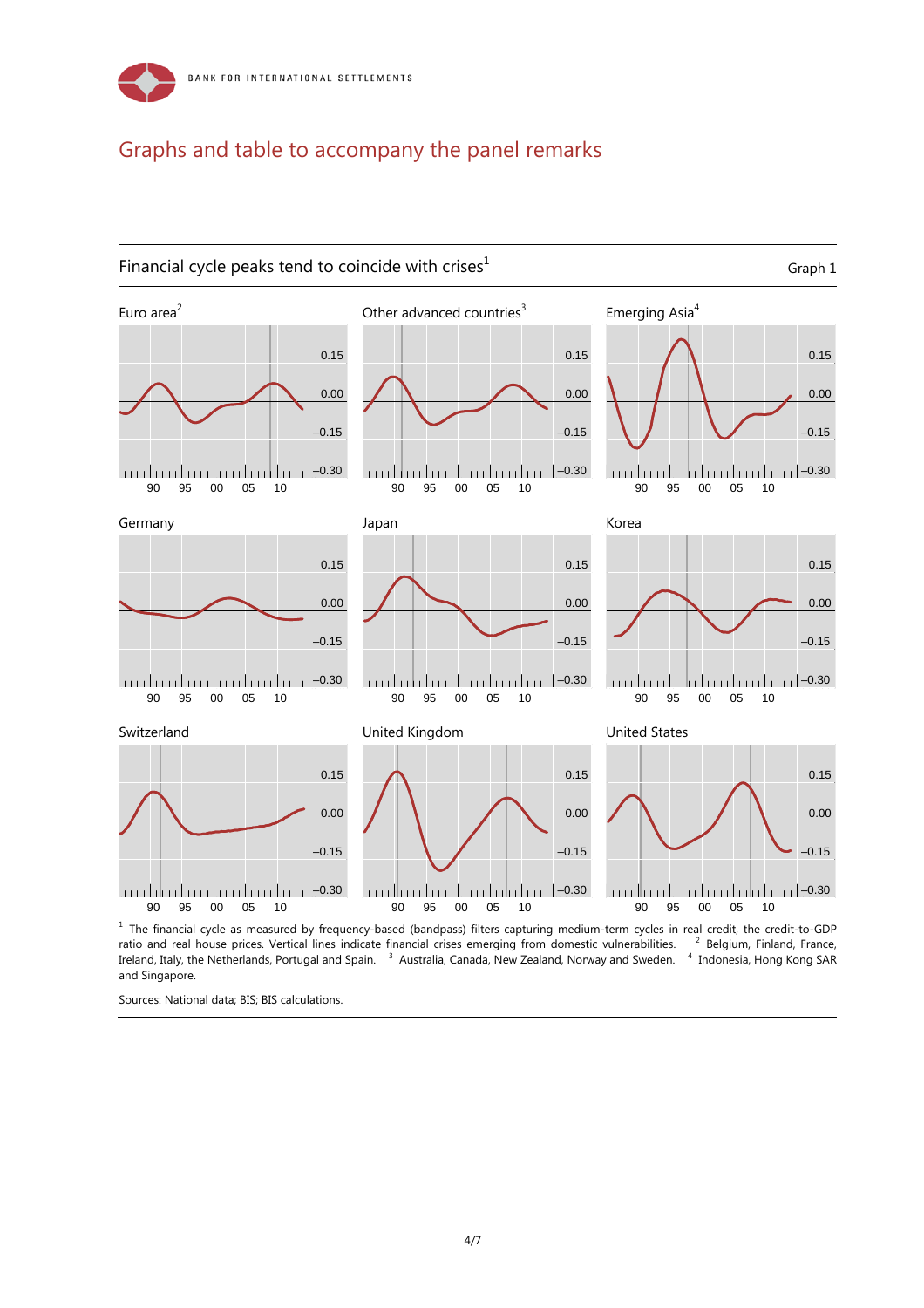# Graphs and table to accompany the panel remarks

## Financial cycle peaks tend to coincide with crises[1]

Graph 1

Euro area[2]

Other advanced countries[3]

Emerging Asia[4]

Germany

Japan

Korea

Switzerland

United Kingdom

United States

[1] The financial cycle as measured by frequency-based (bandpass) filters capturing medium-term cycles in real credit, the credit-to-GDP ratio and real house prices. Vertical lines indicate financial crises emerging from domestic vulnerabilities. [2] Belgium, Finland, France, Ireland, Italy, the Netherlands, Portugal and Spain. [3] Australia, Canada, New Zealand, Norway and Sweden. [4] Indonesia, Hong Kong SAR and Singapore.

Sources: National data; BIS; BIS calculations.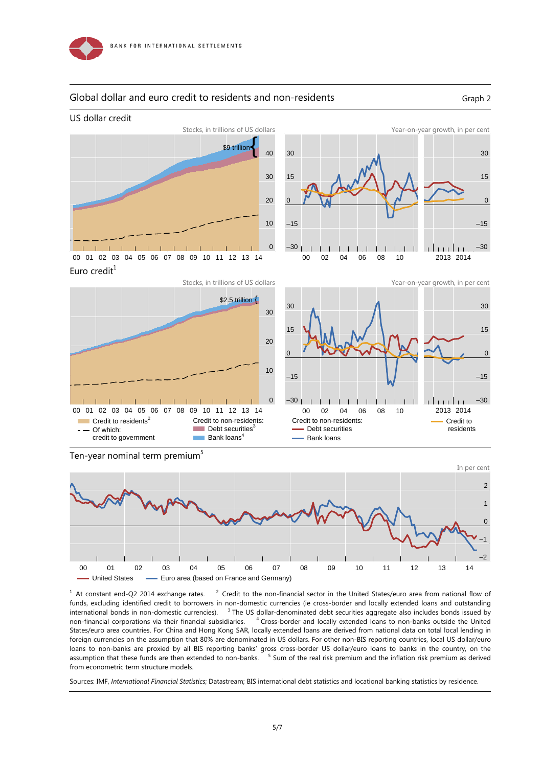## Global dollar and euro credit to residents and non-residents

Graph 2

### US dollar credit

Stocks, in trillions of US dollars

$9 trillion

Year-on-year growth, in per cent

### Euro credit[1]

Stocks, in trillions of US dollars

$2.5 trillion

Year-on-year growth, in per cent

Credit to residents[2]; Of which: credit to government; Credit to non-residents: Debt securities[3], Bank loans[4]

Credit to non-residents: Debt securities, Bank loans; Credit to residents

### Ten-year nominal term premium[5]

In per cent

United States; Euro area (based on France and Germany)

[1] At constant end-Q2 2014 exchange rates. [2] Credit to the non-financial sector in the United States/euro area from national flow of funds, excluding identified credit to borrowers in non-domestic currencies (ie cross-border and locally extended loans and outstanding international bonds in non-domestic currencies). [3] The US dollar-denominated debt securities aggregate also includes bonds issued by non-financial corporations via their financial subsidiaries. [4] Cross-border and locally extended loans to non-banks outside the United States/euro area countries. For China and Hong Kong SAR, locally extended loans are derived from national data on total local lending in foreign currencies on the assumption that 80% are denominated in US dollars. For other non-BIS reporting countries, local US dollar/euro loans to non-banks are proxied by all BIS reporting banks' gross cross-border US dollar/euro loans to banks in the country, on the assumption that these funds are then extended to non-banks. [5] Sum of the real risk premium and the inflation risk premium as derived from econometric term structure models.

Sources: IMF, *International Financial Statistics*; Datastream; BIS international debt statistics and locational banking statistics by residence.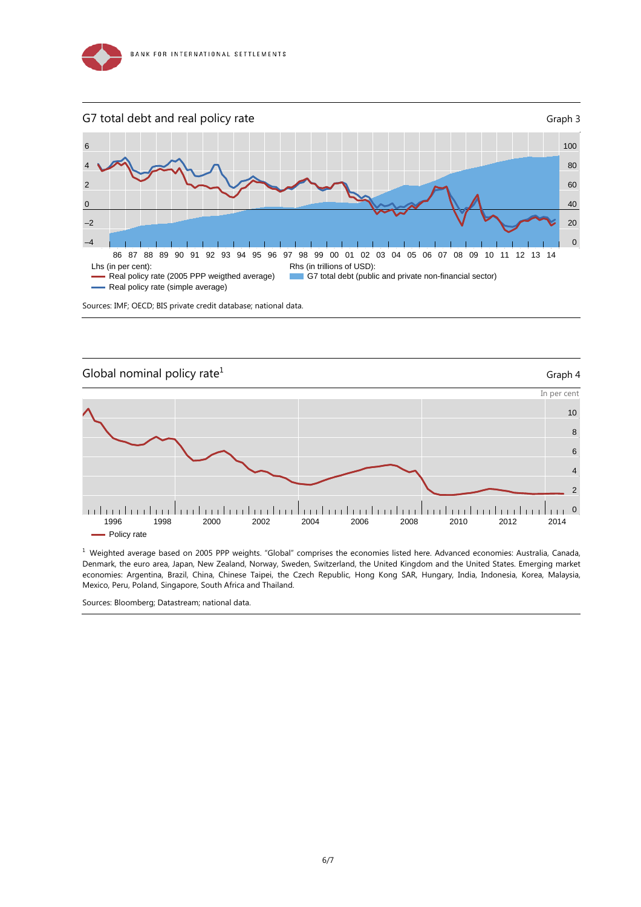## G7 total debt and real policy rate

Graph 3

Lhs (in per cent):
- Real policy rate (2005 PPP weigthed average)
- Real policy rate (simple average)

Rhs (in trillions of USD):
- G7 total debt (public and private non-financial sector)

Sources: IMF; OECD; BIS private credit database; national data.

## Global nominal policy rate[1]

Graph 4

In per cent

- Policy rate

[1] Weighted average based on 2005 PPP weights. "Global" comprises the economies listed here. Advanced economies: Australia, Canada, Denmark, the euro area, Japan, New Zealand, Norway, Sweden, Switzerland, the United Kingdom and the United States. Emerging market economies: Argentina, Brazil, China, Chinese Taipei, the Czech Republic, Hong Kong SAR, Hungary, India, Indonesia, Korea, Malaysia, Mexico, Peru, Poland, Singapore, South Africa and Thailand.

Sources: Bloomberg; Datastream; national data.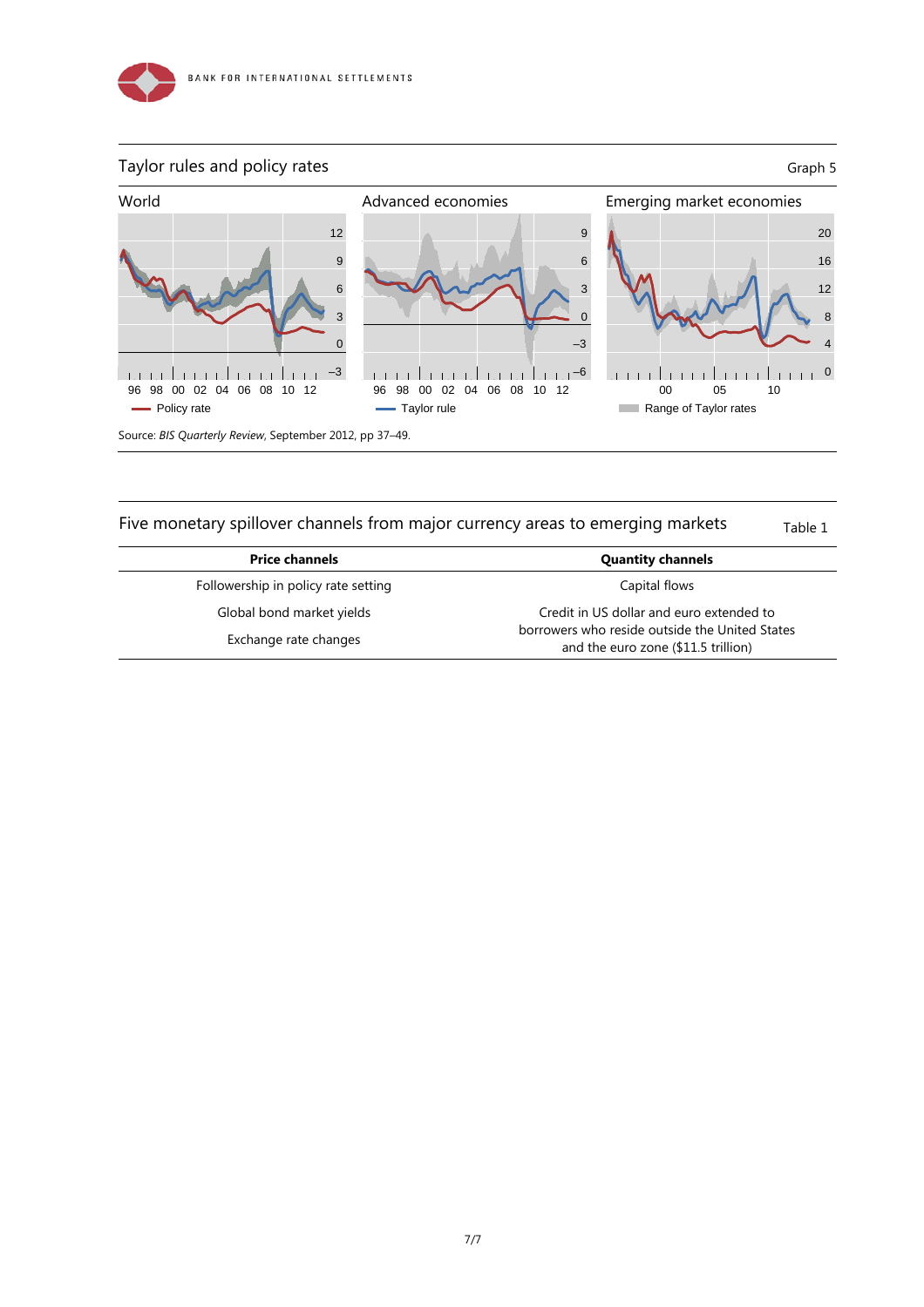Taylor rules and policy rates

Graph 5

World

12
9
6
3
0
–3

96 98 00 02 04 06 08 10 12

Policy rate

Advanced economies

9
6
3
0
–3
–6

96 98 00 02 04 06 08 10 12

Taylor rule

Emerging market economies

20
16
12
8
4
0

00 05 10

Range of Taylor rates

Source: *BIS Quarterly Review*, September 2012, pp 37–49.

Five monetary spillover channels from major currency areas to emerging markets

Table 1

| Price channels | Quantity channels |
|---|---|
| Followership in policy rate setting | Capital flows |
| Global bond market yields | Credit in US dollar and euro extended to borrowers who reside outside the United States and the euro zone ($11.5 trillion) |
| Exchange rate changes | |